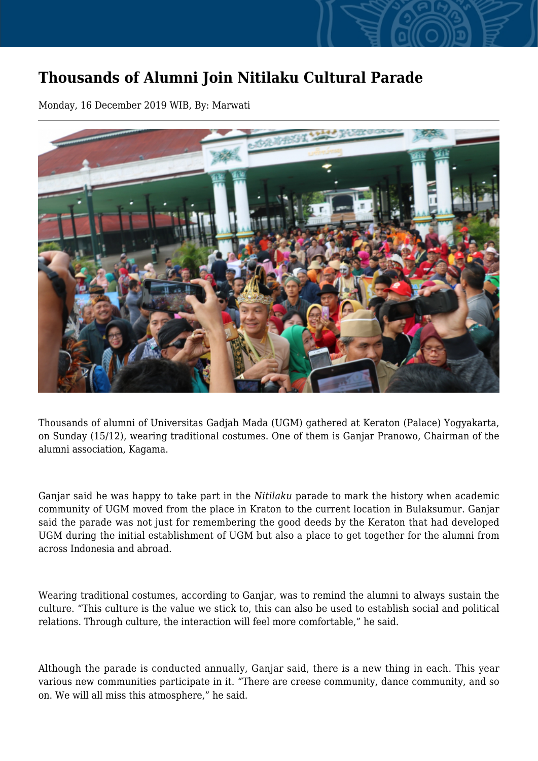# Thousands of Alumni Join Nitilaku Cultural Parade

Monday, 16 December 2019 WIB, By: Marwati

Thousands of alumni of Universitas Gadjah Mada (UGM) gathered at Keraton (Palace) Yogyakarta, on Sunday (15/12), wearing traditional costumes. One of them is Ganjar Pranowo, Chairman of the alumni association, Kagama.

Ganjar said he was happy to take part in the *Nitilaku* parade to mark the history when academic community of UGM moved from the place in Kraton to the current location in Bulaksumur. Ganjar said the parade was not just for remembering the good deeds by the Keraton that had developed UGM during the initial establishment of UGM but also a place to get together for the alumni from across Indonesia and abroad.

Wearing traditional costumes, according to Ganjar, was to remind the alumni to always sustain the culture. “This culture is the value we stick to, this can also be used to establish social and political relations. Through culture, the interaction will feel more comfortable,” he said.

Although the parade is conducted annually, Ganjar said, there is a new thing in each. This year various new communities participate in it. “There are creese community, dance community, and so on. We will all miss this atmosphere,” he said.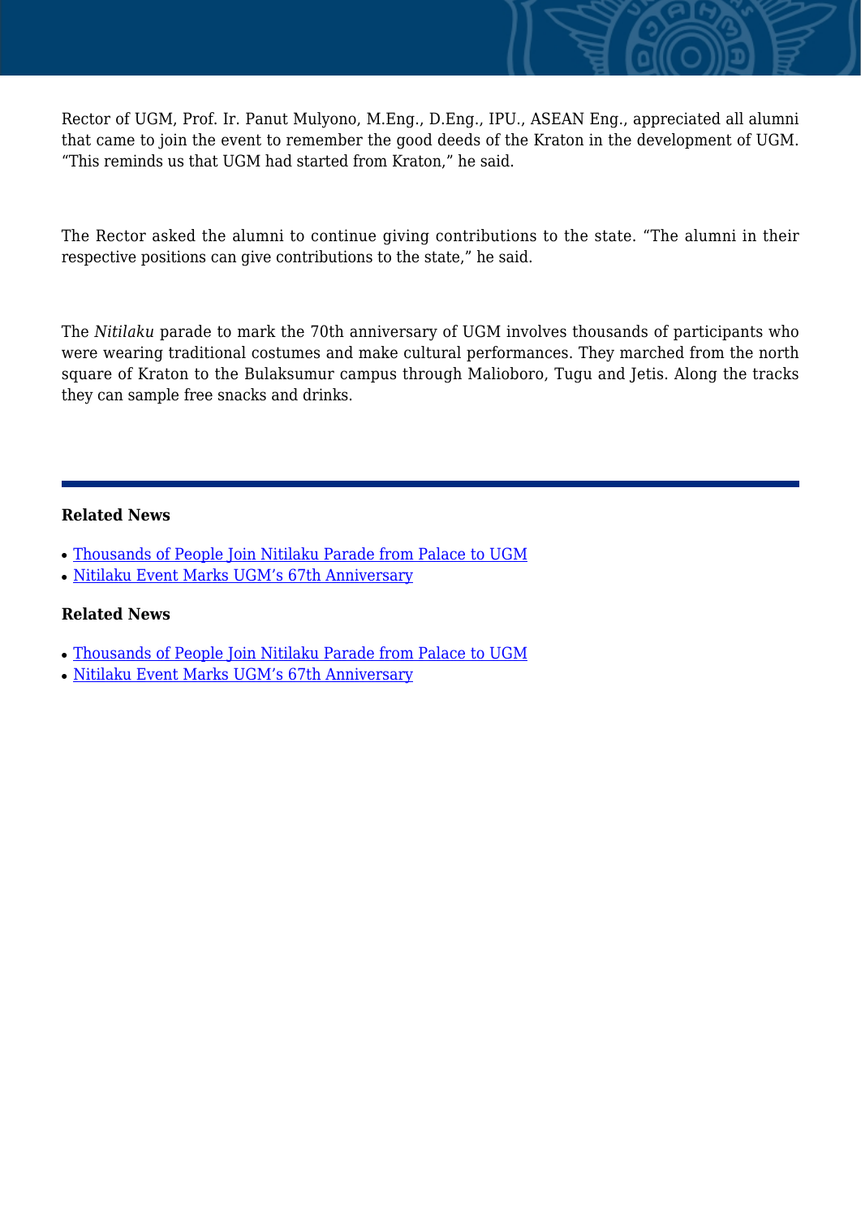Rector of UGM, Prof. Ir. Panut Mulyono, M.Eng., D.Eng., IPU., ASEAN Eng., appreciated all alumni that came to join the event to remember the good deeds of the Kraton in the development of UGM. “This reminds us that UGM had started from Kraton,” he said.

The Rector asked the alumni to continue giving contributions to the state. “The alumni in their respective positions can give contributions to the state,” he said.

The *Nitilaku* parade to mark the 70th anniversary of UGM involves thousands of participants who were wearing traditional costumes and make cultural performances. They marched from the north square of Kraton to the Bulaksumur campus through Malioboro, Tugu and Jetis. Along the tracks they can sample free snacks and drinks.

---

**Related News**

- Thousands of People Join Nitilaku Parade from Palace to UGM
- Nitilaku Event Marks UGM’s 67th Anniversary

**Related News**

- Thousands of People Join Nitilaku Parade from Palace to UGM
- Nitilaku Event Marks UGM’s 67th Anniversary